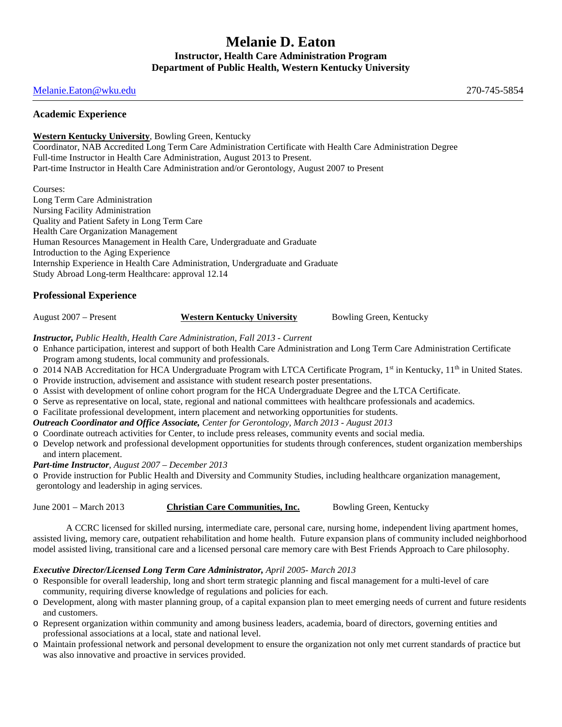# Melanie D. Eaton

**Instructor, Health Care Administration Program**
**Department of Public Health, Western Kentucky University**

Melanie.Eaton@wku.edu 270-745-5854

## Academic Experience

**Western Kentucky University**, Bowling Green, Kentucky
Coordinator, NAB Accredited Long Term Care Administration Certificate with Health Care Administration Degree
Full-time Instructor in Health Care Administration, August 2013 to Present.
Part-time Instructor in Health Care Administration and/or Gerontology, August 2007 to Present

Courses:
Long Term Care Administration
Nursing Facility Administration
Quality and Patient Safety in Long Term Care
Health Care Organization Management
Human Resources Management in Health Care, Undergraduate and Graduate
Introduction to the Aging Experience
Internship Experience in Health Care Administration, Undergraduate and Graduate
Study Abroad Long-term Healthcare: approval 12.14

## Professional Experience

August 2007 – Present **Western Kentucky University** Bowling Green, Kentucky

***Instructor,*** *Public Health, Health Care Administration, Fall 2013 - Current*

- Enhance participation, interest and support of both Health Care Administration and Long Term Care Administration Certificate Program among students, local community and professionals.
- 2014 NAB Accreditation for HCA Undergraduate Program with LTCA Certificate Program, 1st in Kentucky, 11th in United States.
- Provide instruction, advisement and assistance with student research poster presentations.
- Assist with development of online cohort program for the HCA Undergraduate Degree and the LTCA Certificate.
- Serve as representative on local, state, regional and national committees with healthcare professionals and academics.
- Facilitate professional development, intern placement and networking opportunities for students.

***Outreach Coordinator and Office Associate,*** *Center for Gerontology, March 2013 - August 2013*

- Coordinate outreach activities for Center, to include press releases, community events and social media.
- Develop network and professional development opportunities for students through conferences, student organization memberships and intern placement.

***Part-time Instructor****, August 2007 – December 2013*

- Provide instruction for Public Health and Diversity and Community Studies, including healthcare organization management, gerontology and leadership in aging services.

June 2001 – March 2013 **Christian Care Communities, Inc.** Bowling Green, Kentucky

A CCRC licensed for skilled nursing, intermediate care, personal care, nursing home, independent living apartment homes, assisted living, memory care, outpatient rehabilitation and home health. Future expansion plans of community included neighborhood model assisted living, transitional care and a licensed personal care memory care with Best Friends Approach to Care philosophy.

***Executive Director/Licensed Long Term Care Administrator,*** *April 2005- March 2013*

- Responsible for overall leadership, long and short term strategic planning and fiscal management for a multi-level of care community, requiring diverse knowledge of regulations and policies for each.
- Development, along with master planning group, of a capital expansion plan to meet emerging needs of current and future residents and customers.
- Represent organization within community and among business leaders, academia, board of directors, governing entities and professional associations at a local, state and national level.
- Maintain professional network and personal development to ensure the organization not only met current standards of practice but was also innovative and proactive in services provided.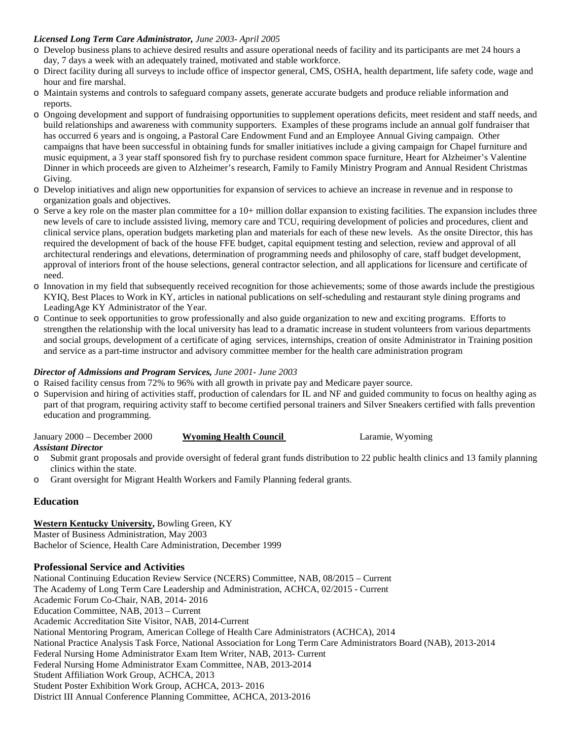***Licensed Long Term Care Administrator,*** *June 2003- April 2005*

- Develop business plans to achieve desired results and assure operational needs of facility and its participants are met 24 hours a day, 7 days a week with an adequately trained, motivated and stable workforce.
- Direct facility during all surveys to include office of inspector general, CMS, OSHA, health department, life safety code, wage and hour and fire marshal.
- Maintain systems and controls to safeguard company assets, generate accurate budgets and produce reliable information and reports.
- Ongoing development and support of fundraising opportunities to supplement operations deficits, meet resident and staff needs, and build relationships and awareness with community supporters. Examples of these programs include an annual golf fundraiser that has occurred 6 years and is ongoing, a Pastoral Care Endowment Fund and an Employee Annual Giving campaign. Other campaigns that have been successful in obtaining funds for smaller initiatives include a giving campaign for Chapel furniture and music equipment, a 3 year staff sponsored fish fry to purchase resident common space furniture, Heart for Alzheimer's Valentine Dinner in which proceeds are given to Alzheimer's research, Family to Family Ministry Program and Annual Resident Christmas Giving.
- Develop initiatives and align new opportunities for expansion of services to achieve an increase in revenue and in response to organization goals and objectives.
- Serve a key role on the master plan committee for a 10+ million dollar expansion to existing facilities. The expansion includes three new levels of care to include assisted living, memory care and TCU, requiring development of policies and procedures, client and clinical service plans, operation budgets marketing plan and materials for each of these new levels. As the onsite Director, this has required the development of back of the house FFE budget, capital equipment testing and selection, review and approval of all architectural renderings and elevations, determination of programming needs and philosophy of care, staff budget development, approval of interiors front of the house selections, general contractor selection, and all applications for licensure and certificate of need.
- Innovation in my field that subsequently received recognition for those achievements; some of those awards include the prestigious KYIQ, Best Places to Work in KY, articles in national publications on self-scheduling and restaurant style dining programs and LeadingAge KY Administrator of the Year.
- Continue to seek opportunities to grow professionally and also guide organization to new and exciting programs. Efforts to strengthen the relationship with the local university has lead to a dramatic increase in student volunteers from various departments and social groups, development of a certificate of aging services, internships, creation of onsite Administrator in Training position and service as a part-time instructor and advisory committee member for the health care administration program

***Director of Admissions and Program Services,*** *June 2001- June 2003*

- Raised facility census from 72% to 96% with all growth in private pay and Medicare payer source.
- Supervision and hiring of activities staff, production of calendars for IL and NF and guided community to focus on healthy aging as part of that program, requiring activity staff to become certified personal trainers and Silver Sneakers certified with falls prevention education and programming.

January 2000 – December 2000 **Wyoming Health Council** Laramie, Wyoming

***Assistant Director***

- Submit grant proposals and provide oversight of federal grant funds distribution to 22 public health clinics and 13 family planning clinics within the state.
- Grant oversight for Migrant Health Workers and Family Planning federal grants.

## Education

**Western Kentucky University,** Bowling Green, KY
Master of Business Administration, May 2003
Bachelor of Science, Health Care Administration, December 1999

## Professional Service and Activities

National Continuing Education Review Service (NCERS) Committee, NAB, 08/2015 – Current
The Academy of Long Term Care Leadership and Administration, ACHCA, 02/2015 - Current
Academic Forum Co-Chair, NAB, 2014- 2016
Education Committee, NAB, 2013 – Current
Academic Accreditation Site Visitor, NAB, 2014-Current
National Mentoring Program, American College of Health Care Administrators (ACHCA), 2014
National Practice Analysis Task Force, National Association for Long Term Care Administrators Board (NAB), 2013-2014
Federal Nursing Home Administrator Exam Item Writer, NAB, 2013- Current
Federal Nursing Home Administrator Exam Committee, NAB, 2013-2014
Student Affiliation Work Group, ACHCA, 2013
Student Poster Exhibition Work Group, ACHCA, 2013- 2016
District III Annual Conference Planning Committee, ACHCA, 2013-2016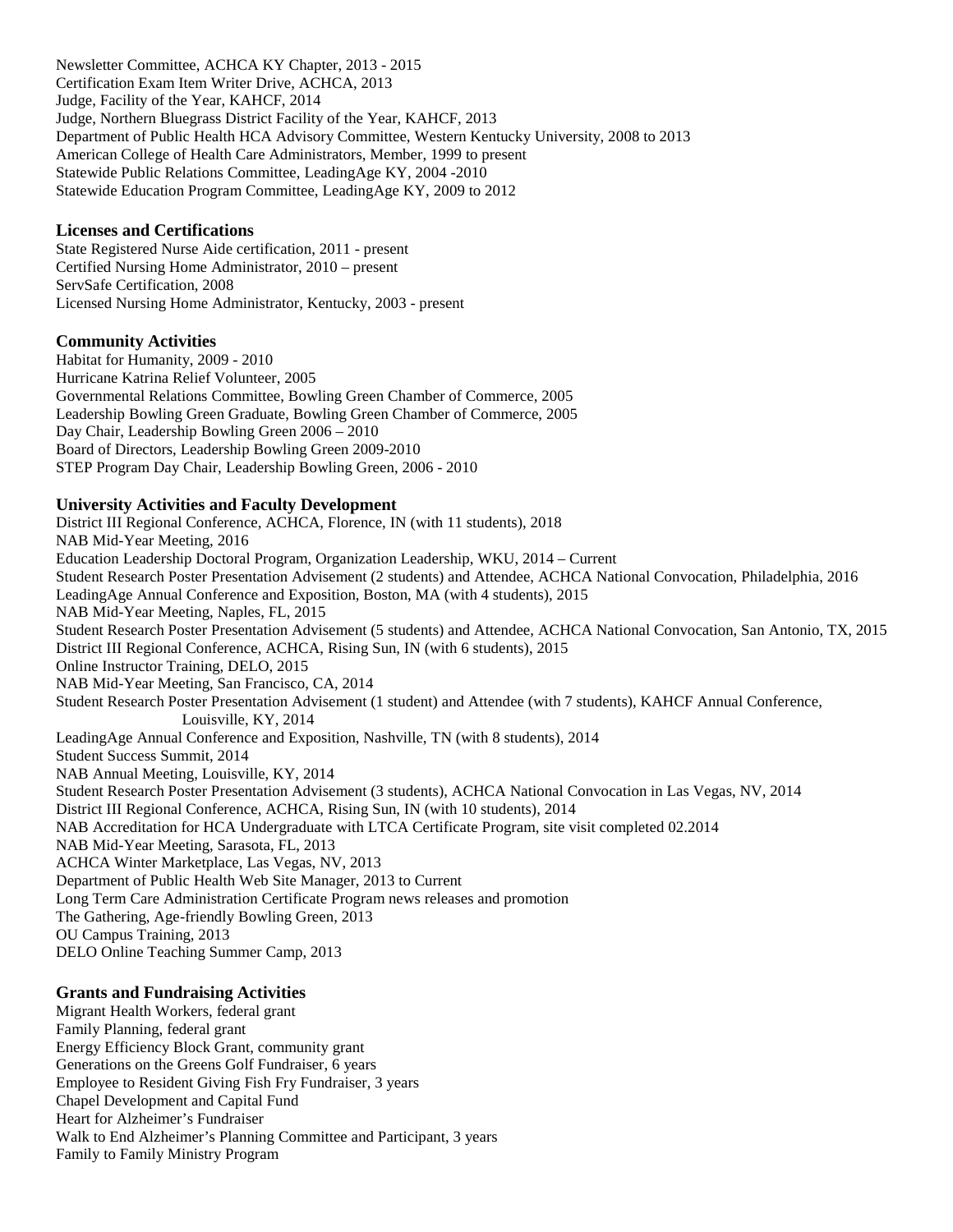Newsletter Committee, ACHCA KY Chapter, 2013 - 2015
Certification Exam Item Writer Drive, ACHCA, 2013
Judge, Facility of the Year, KAHCF, 2014
Judge, Northern Bluegrass District Facility of the Year, KAHCF, 2013
Department of Public Health HCA Advisory Committee, Western Kentucky University, 2008 to 2013
American College of Health Care Administrators, Member, 1999 to present
Statewide Public Relations Committee, LeadingAge KY, 2004 -2010
Statewide Education Program Committee, LeadingAge KY, 2009 to 2012

### Licenses and Certifications

State Registered Nurse Aide certification, 2011 - present
Certified Nursing Home Administrator, 2010 – present
ServSafe Certification, 2008
Licensed Nursing Home Administrator, Kentucky, 2003 - present

### Community Activities

Habitat for Humanity, 2009 - 2010
Hurricane Katrina Relief Volunteer, 2005
Governmental Relations Committee, Bowling Green Chamber of Commerce, 2005
Leadership Bowling Green Graduate, Bowling Green Chamber of Commerce, 2005
Day Chair, Leadership Bowling Green 2006 – 2010
Board of Directors, Leadership Bowling Green 2009-2010
STEP Program Day Chair, Leadership Bowling Green, 2006 - 2010

### University Activities and Faculty Development

District III Regional Conference, ACHCA, Florence, IN (with 11 students), 2018
NAB Mid-Year Meeting, 2016
Education Leadership Doctoral Program, Organization Leadership, WKU, 2014 – Current
Student Research Poster Presentation Advisement (2 students) and Attendee, ACHCA National Convocation, Philadelphia, 2016
LeadingAge Annual Conference and Exposition, Boston, MA (with 4 students), 2015
NAB Mid-Year Meeting, Naples, FL, 2015
Student Research Poster Presentation Advisement (5 students) and Attendee, ACHCA National Convocation, San Antonio, TX, 2015
District III Regional Conference, ACHCA, Rising Sun, IN (with 6 students), 2015
Online Instructor Training, DELO, 2015
NAB Mid-Year Meeting, San Francisco, CA, 2014
Student Research Poster Presentation Advisement (1 student) and Attendee (with 7 students), KAHCF Annual Conference, Louisville, KY, 2014
LeadingAge Annual Conference and Exposition, Nashville, TN (with 8 students), 2014
Student Success Summit, 2014
NAB Annual Meeting, Louisville, KY, 2014
Student Research Poster Presentation Advisement (3 students), ACHCA National Convocation in Las Vegas, NV, 2014
District III Regional Conference, ACHCA, Rising Sun, IN (with 10 students), 2014
NAB Accreditation for HCA Undergraduate with LTCA Certificate Program, site visit completed 02.2014
NAB Mid-Year Meeting, Sarasota, FL, 2013
ACHCA Winter Marketplace, Las Vegas, NV, 2013
Department of Public Health Web Site Manager, 2013 to Current
Long Term Care Administration Certificate Program news releases and promotion
The Gathering, Age-friendly Bowling Green, 2013
OU Campus Training, 2013
DELO Online Teaching Summer Camp, 2013

### Grants and Fundraising Activities

Migrant Health Workers, federal grant
Family Planning, federal grant
Energy Efficiency Block Grant, community grant
Generations on the Greens Golf Fundraiser, 6 years
Employee to Resident Giving Fish Fry Fundraiser, 3 years
Chapel Development and Capital Fund
Heart for Alzheimer's Fundraiser
Walk to End Alzheimer's Planning Committee and Participant, 3 years
Family to Family Ministry Program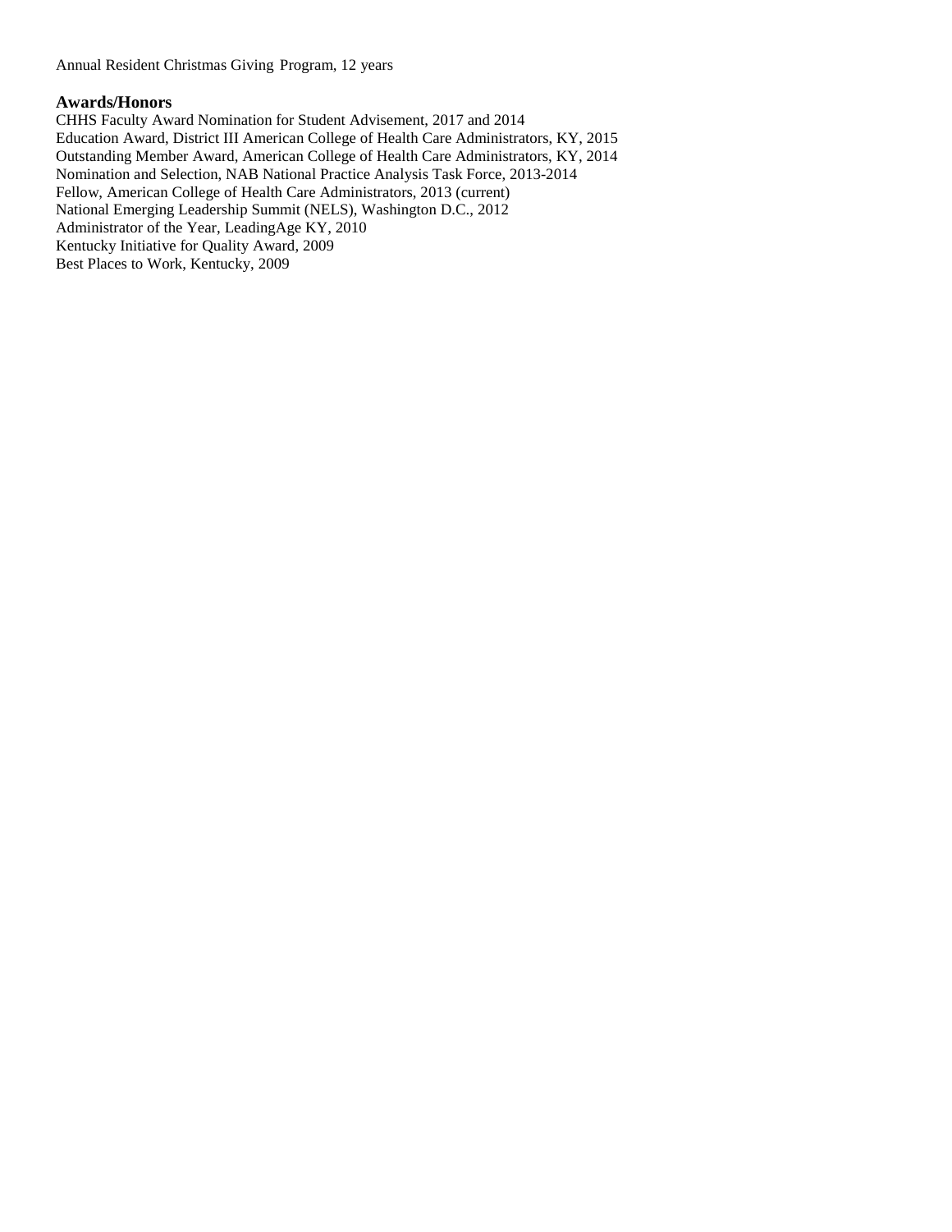Annual Resident Christmas Giving Program, 12 years

**Awards/Honors**

CHHS Faculty Award Nomination for Student Advisement, 2017 and 2014
Education Award, District III American College of Health Care Administrators, KY, 2015
Outstanding Member Award, American College of Health Care Administrators, KY, 2014
Nomination and Selection, NAB National Practice Analysis Task Force, 2013-2014
Fellow, American College of Health Care Administrators, 2013 (current)
National Emerging Leadership Summit (NELS), Washington D.C., 2012
Administrator of the Year, LeadingAge KY, 2010
Kentucky Initiative for Quality Award, 2009
Best Places to Work, Kentucky, 2009